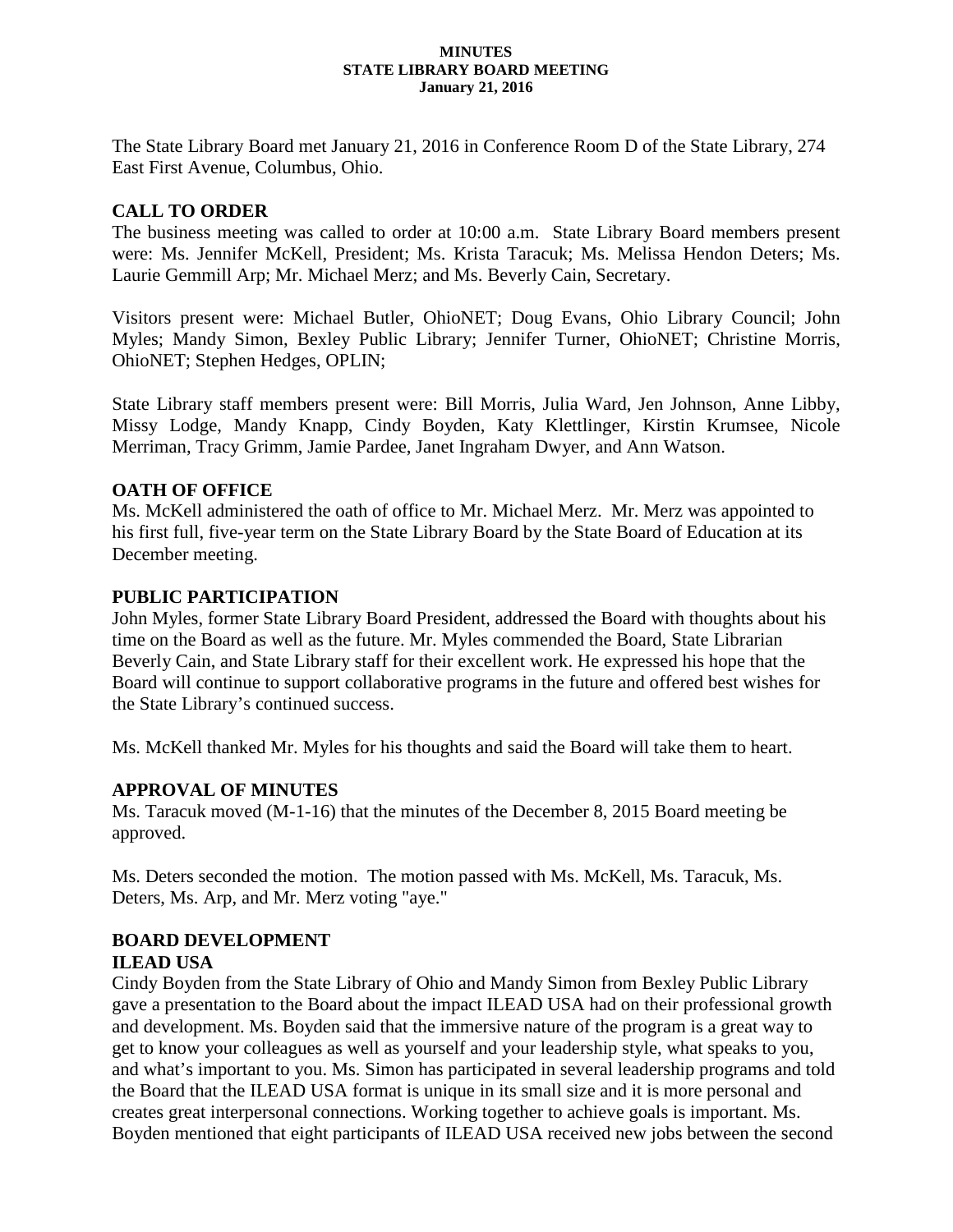**MINUTES**
**STATE LIBRARY BOARD MEETING**
**January 21, 2016**

The State Library Board met January 21, 2016 in Conference Room D of the State Library, 274 East First Avenue, Columbus, Ohio.

## CALL TO ORDER

The business meeting was called to order at 10:00 a.m. State Library Board members present were: Ms. Jennifer McKell, President; Ms. Krista Taracuk; Ms. Melissa Hendon Deters; Ms. Laurie Gemmill Arp; Mr. Michael Merz; and Ms. Beverly Cain, Secretary.

Visitors present were: Michael Butler, OhioNET; Doug Evans, Ohio Library Council; John Myles; Mandy Simon, Bexley Public Library; Jennifer Turner, OhioNET; Christine Morris, OhioNET; Stephen Hedges, OPLIN;

State Library staff members present were: Bill Morris, Julia Ward, Jen Johnson, Anne Libby, Missy Lodge, Mandy Knapp, Cindy Boyden, Katy Klettlinger, Kirstin Krumsee, Nicole Merriman, Tracy Grimm, Jamie Pardee, Janet Ingraham Dwyer, and Ann Watson.

## OATH OF OFFICE

Ms. McKell administered the oath of office to Mr. Michael Merz. Mr. Merz was appointed to his first full, five-year term on the State Library Board by the State Board of Education at its December meeting.

## PUBLIC PARTICIPATION

John Myles, former State Library Board President, addressed the Board with thoughts about his time on the Board as well as the future. Mr. Myles commended the Board, State Librarian Beverly Cain, and State Library staff for their excellent work. He expressed his hope that the Board will continue to support collaborative programs in the future and offered best wishes for the State Library's continued success.

Ms. McKell thanked Mr. Myles for his thoughts and said the Board will take them to heart.

## APPROVAL OF MINUTES

Ms. Taracuk moved (M-1-16) that the minutes of the December 8, 2015 Board meeting be approved.

Ms. Deters seconded the motion. The motion passed with Ms. McKell, Ms. Taracuk, Ms. Deters, Ms. Arp, and Mr. Merz voting "aye."

## BOARD DEVELOPMENT

### ILEAD USA

Cindy Boyden from the State Library of Ohio and Mandy Simon from Bexley Public Library gave a presentation to the Board about the impact ILEAD USA had on their professional growth and development. Ms. Boyden said that the immersive nature of the program is a great way to get to know your colleagues as well as yourself and your leadership style, what speaks to you, and what's important to you. Ms. Simon has participated in several leadership programs and told the Board that the ILEAD USA format is unique in its small size and it is more personal and creates great interpersonal connections. Working together to achieve goals is important. Ms. Boyden mentioned that eight participants of ILEAD USA received new jobs between the second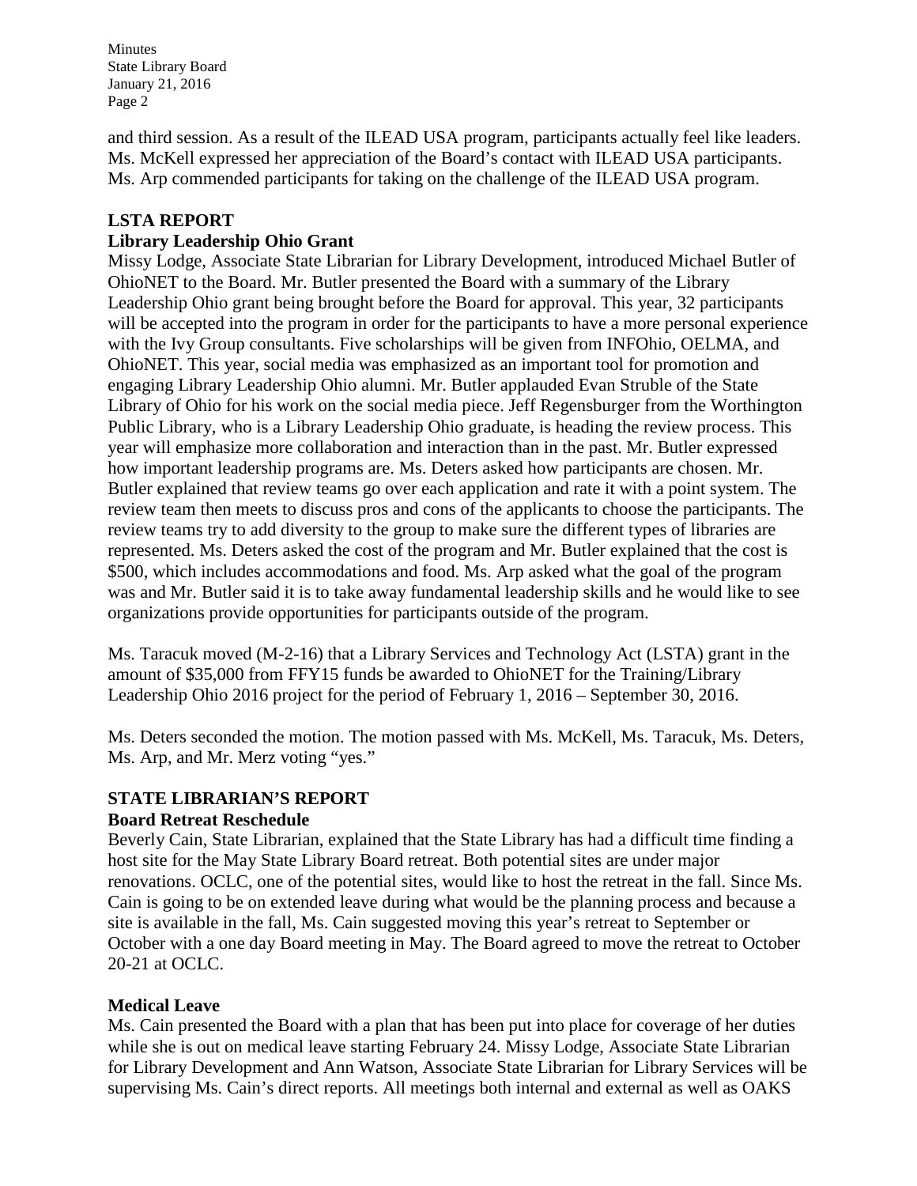and third session. As a result of the ILEAD USA program, participants actually feel like leaders. Ms. McKell expressed her appreciation of the Board's contact with ILEAD USA participants. Ms. Arp commended participants for taking on the challenge of the ILEAD USA program.

## LSTA REPORT

### Library Leadership Ohio Grant

Missy Lodge, Associate State Librarian for Library Development, introduced Michael Butler of OhioNET to the Board. Mr. Butler presented the Board with a summary of the Library Leadership Ohio grant being brought before the Board for approval. This year, 32 participants will be accepted into the program in order for the participants to have a more personal experience with the Ivy Group consultants. Five scholarships will be given from INFOhio, OELMA, and OhioNET. This year, social media was emphasized as an important tool for promotion and engaging Library Leadership Ohio alumni. Mr. Butler applauded Evan Struble of the State Library of Ohio for his work on the social media piece. Jeff Regensburger from the Worthington Public Library, who is a Library Leadership Ohio graduate, is heading the review process. This year will emphasize more collaboration and interaction than in the past. Mr. Butler expressed how important leadership programs are. Ms. Deters asked how participants are chosen. Mr. Butler explained that review teams go over each application and rate it with a point system. The review team then meets to discuss pros and cons of the applicants to choose the participants. The review teams try to add diversity to the group to make sure the different types of libraries are represented. Ms. Deters asked the cost of the program and Mr. Butler explained that the cost is $500, which includes accommodations and food. Ms. Arp asked what the goal of the program was and Mr. Butler said it is to take away fundamental leadership skills and he would like to see organizations provide opportunities for participants outside of the program.

Ms. Taracuk moved (M-2-16) that a Library Services and Technology Act (LSTA) grant in the amount of $35,000 from FFY15 funds be awarded to OhioNET for the Training/Library Leadership Ohio 2016 project for the period of February 1, 2016 – September 30, 2016.

Ms. Deters seconded the motion. The motion passed with Ms. McKell, Ms. Taracuk, Ms. Deters, Ms. Arp, and Mr. Merz voting "yes."

## STATE LIBRARIAN'S REPORT

### Board Retreat Reschedule

Beverly Cain, State Librarian, explained that the State Library has had a difficult time finding a host site for the May State Library Board retreat. Both potential sites are under major renovations. OCLC, one of the potential sites, would like to host the retreat in the fall. Since Ms. Cain is going to be on extended leave during what would be the planning process and because a site is available in the fall, Ms. Cain suggested moving this year's retreat to September or October with a one day Board meeting in May. The Board agreed to move the retreat to October 20-21 at OCLC.

### Medical Leave

Ms. Cain presented the Board with a plan that has been put into place for coverage of her duties while she is out on medical leave starting February 24. Missy Lodge, Associate State Librarian for Library Development and Ann Watson, Associate State Librarian for Library Services will be supervising Ms. Cain's direct reports. All meetings both internal and external as well as OAKS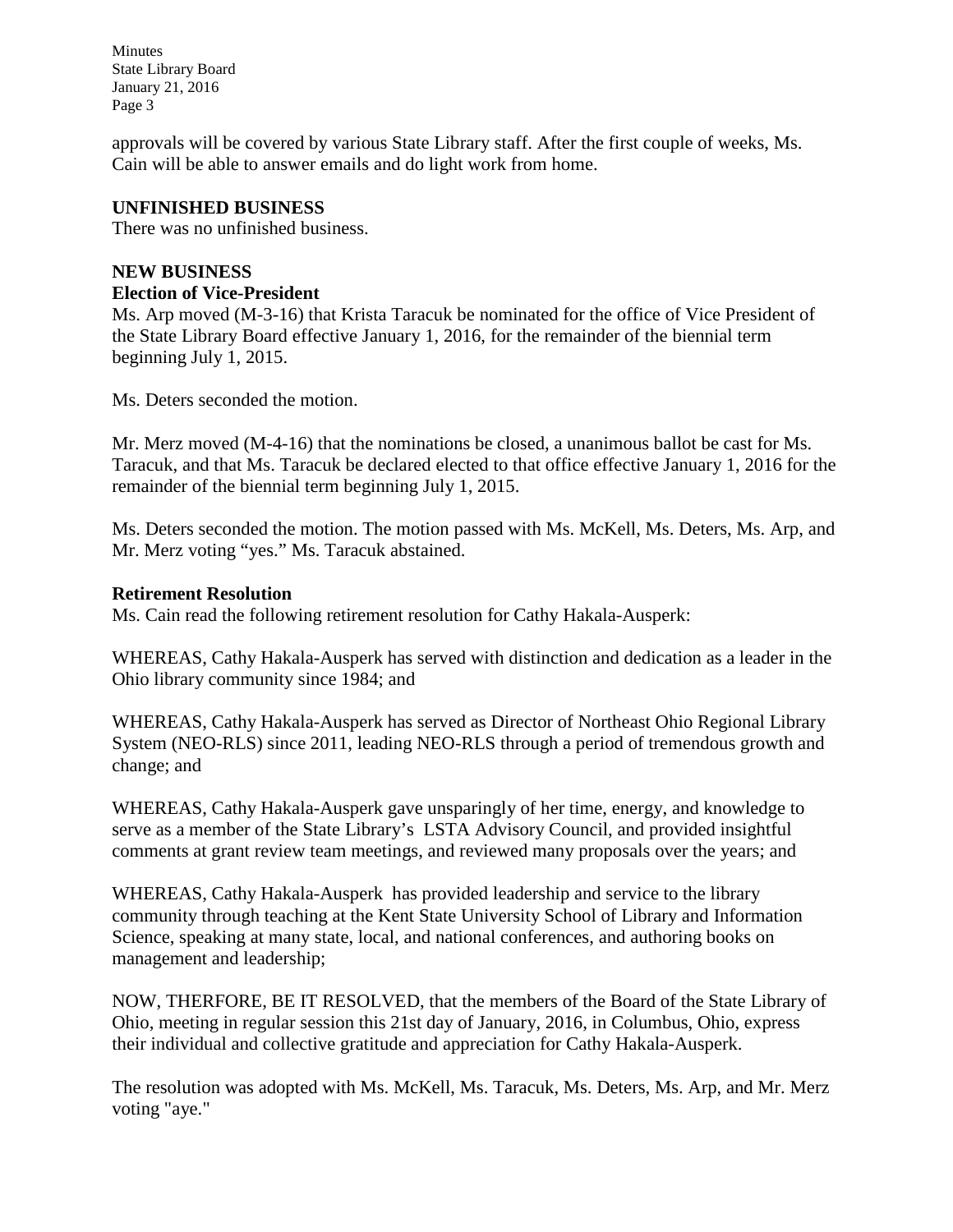approvals will be covered by various State Library staff. After the first couple of weeks, Ms. Cain will be able to answer emails and do light work from home.

## UNFINISHED BUSINESS

There was no unfinished business.

## NEW BUSINESS

### Election of Vice-President

Ms. Arp moved (M-3-16) that Krista Taracuk be nominated for the office of Vice President of the State Library Board effective January 1, 2016, for the remainder of the biennial term beginning July 1, 2015.

Ms. Deters seconded the motion.

Mr. Merz moved (M-4-16) that the nominations be closed, a unanimous ballot be cast for Ms. Taracuk, and that Ms. Taracuk be declared elected to that office effective January 1, 2016 for the remainder of the biennial term beginning July 1, 2015.

Ms. Deters seconded the motion. The motion passed with Ms. McKell, Ms. Deters, Ms. Arp, and Mr. Merz voting "yes." Ms. Taracuk abstained.

### Retirement Resolution

Ms. Cain read the following retirement resolution for Cathy Hakala-Ausperk:

WHEREAS, Cathy Hakala-Ausperk has served with distinction and dedication as a leader in the Ohio library community since 1984; and

WHEREAS, Cathy Hakala-Ausperk has served as Director of Northeast Ohio Regional Library System (NEO-RLS) since 2011, leading NEO-RLS through a period of tremendous growth and change; and

WHEREAS, Cathy Hakala-Ausperk gave unsparingly of her time, energy, and knowledge to serve as a member of the State Library's LSTA Advisory Council, and provided insightful comments at grant review team meetings, and reviewed many proposals over the years; and

WHEREAS, Cathy Hakala-Ausperk has provided leadership and service to the library community through teaching at the Kent State University School of Library and Information Science, speaking at many state, local, and national conferences, and authoring books on management and leadership;

NOW, THERFORE, BE IT RESOLVED, that the members of the Board of the State Library of Ohio, meeting in regular session this 21st day of January, 2016, in Columbus, Ohio, express their individual and collective gratitude and appreciation for Cathy Hakala-Ausperk.

The resolution was adopted with Ms. McKell, Ms. Taracuk, Ms. Deters, Ms. Arp, and Mr. Merz voting "aye."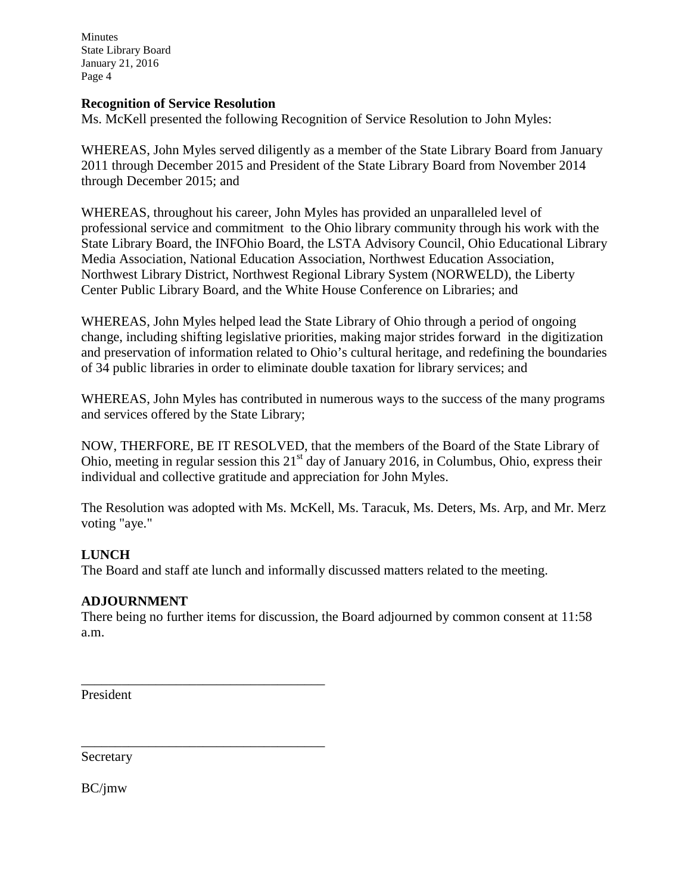**Recognition of Service Resolution**

Ms. McKell presented the following Recognition of Service Resolution to John Myles:

WHEREAS, John Myles served diligently as a member of the State Library Board from January 2011 through December 2015 and President of the State Library Board from November 2014 through December 2015; and

WHEREAS, throughout his career, John Myles has provided an unparalleled level of professional service and commitment to the Ohio library community through his work with the State Library Board, the INFOhio Board, the LSTA Advisory Council, Ohio Educational Library Media Association, National Education Association, Northwest Education Association, Northwest Library District, Northwest Regional Library System (NORWELD), the Liberty Center Public Library Board, and the White House Conference on Libraries; and

WHEREAS, John Myles helped lead the State Library of Ohio through a period of ongoing change, including shifting legislative priorities, making major strides forward in the digitization and preservation of information related to Ohio's cultural heritage, and redefining the boundaries of 34 public libraries in order to eliminate double taxation for library services; and

WHEREAS, John Myles has contributed in numerous ways to the success of the many programs and services offered by the State Library;

NOW, THERFORE, BE IT RESOLVED, that the members of the Board of the State Library of Ohio, meeting in regular session this 21st day of January 2016, in Columbus, Ohio, express their individual and collective gratitude and appreciation for John Myles.

The Resolution was adopted with Ms. McKell, Ms. Taracuk, Ms. Deters, Ms. Arp, and Mr. Merz voting "aye."

**LUNCH**

The Board and staff ate lunch and informally discussed matters related to the meeting.

**ADJOURNMENT**

There being no further items for discussion, the Board adjourned by common consent at 11:58 a.m.

\_\_\_\_\_\_\_\_\_\_\_\_\_\_\_\_\_\_\_\_\_\_\_\_\_\_\_\_\_\_\_\_\_\_\_\_

President

\_\_\_\_\_\_\_\_\_\_\_\_\_\_\_\_\_\_\_\_\_\_\_\_\_\_\_\_\_\_\_\_\_\_\_\_

Secretary

BC/jmw